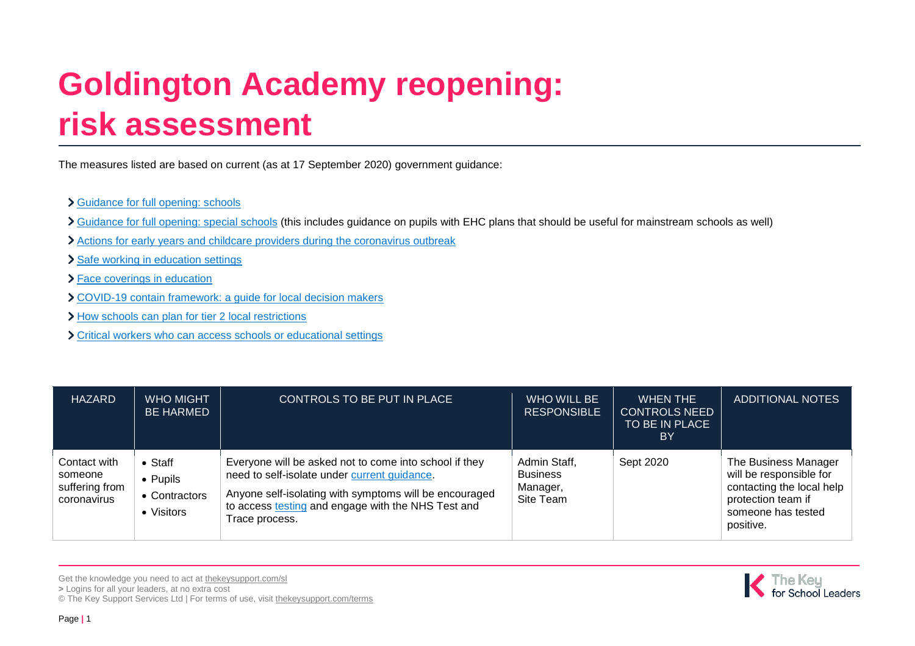# Goldington Academy reopening: risk assessment

The measures listed are based on current (as at 17 September 2020) government guidance:

- Guidance for full opening: schools
- Guidance for full opening: special schools (this includes guidance on pupils with EHC plans that should be useful for mainstream schools as well)
- Actions for early years and childcare providers during the coronavirus outbreak
- Safe working in education settings
- Face coverings in education
- COVID-19 contain framework: a guide for local decision makers
- How schools can plan for tier 2 local restrictions
- Critical workers who can access schools or educational settings

| HAZARD | WHO MIGHT BE HARMED | CONTROLS TO BE PUT IN PLACE | WHO WILL BE RESPONSIBLE | WHEN THE CONTROLS NEED TO BE IN PLACE BY | ADDITIONAL NOTES |
|---|---|---|---|---|---|
| Contact with someone suffering from coronavirus | • Staff<br>• Pupils<br>• Contractors<br>• Visitors | Everyone will be asked not to come into school if they need to self-isolate under current guidance.<br><br>Anyone self-isolating with symptoms will be encouraged to access testing and engage with the NHS Test and Trace process. | Admin Staff, Business Manager, Site Team | Sept 2020 | The Business Manager will be responsible for contacting the local help protection team if someone has tested positive. |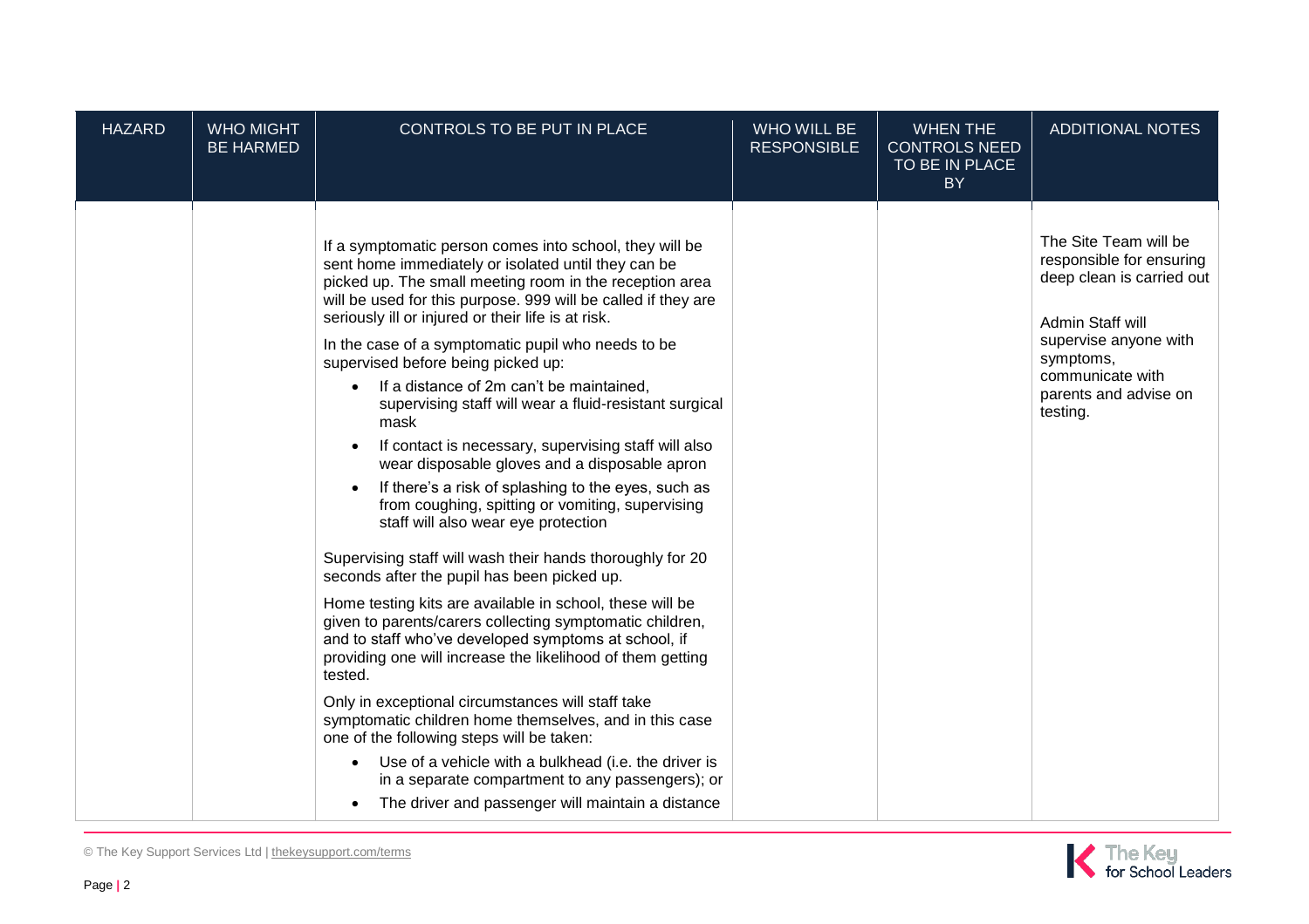| HAZARD | WHO MIGHT BE HARMED | CONTROLS TO BE PUT IN PLACE | WHO WILL BE RESPONSIBLE | WHEN THE CONTROLS NEED TO BE IN PLACE BY | ADDITIONAL NOTES |
|---|---|---|---|---|---|
| | | If a symptomatic person comes into school, they will be sent home immediately or isolated until they can be picked up. The small meeting room in the reception area will be used for this purpose. 999 will be called if they are seriously ill or injured or their life is at risk.<br><br>In the case of a symptomatic pupil who needs to be supervised before being picked up:<br>• If a distance of 2m can't be maintained, supervising staff will wear a fluid-resistant surgical mask<br>• If contact is necessary, supervising staff will also wear disposable gloves and a disposable apron<br>• If there's a risk of splashing to the eyes, such as from coughing, spitting or vomiting, supervising staff will also wear eye protection<br><br>Supervising staff will wash their hands thoroughly for 20 seconds after the pupil has been picked up.<br><br>Home testing kits are available in school, these will be given to parents/carers collecting symptomatic children, and to staff who've developed symptoms at school, if providing one will increase the likelihood of them getting tested.<br><br>Only in exceptional circumstances will staff take symptomatic children home themselves, and in this case one of the following steps will be taken:<br>• Use of a vehicle with a bulkhead (i.e. the driver is in a separate compartment to any passengers); or<br>• The driver and passenger will maintain a distance | | | The Site Team will be responsible for ensuring deep clean is carried out<br><br>Admin Staff will supervise anyone with symptoms, communicate with parents and advise on testing. |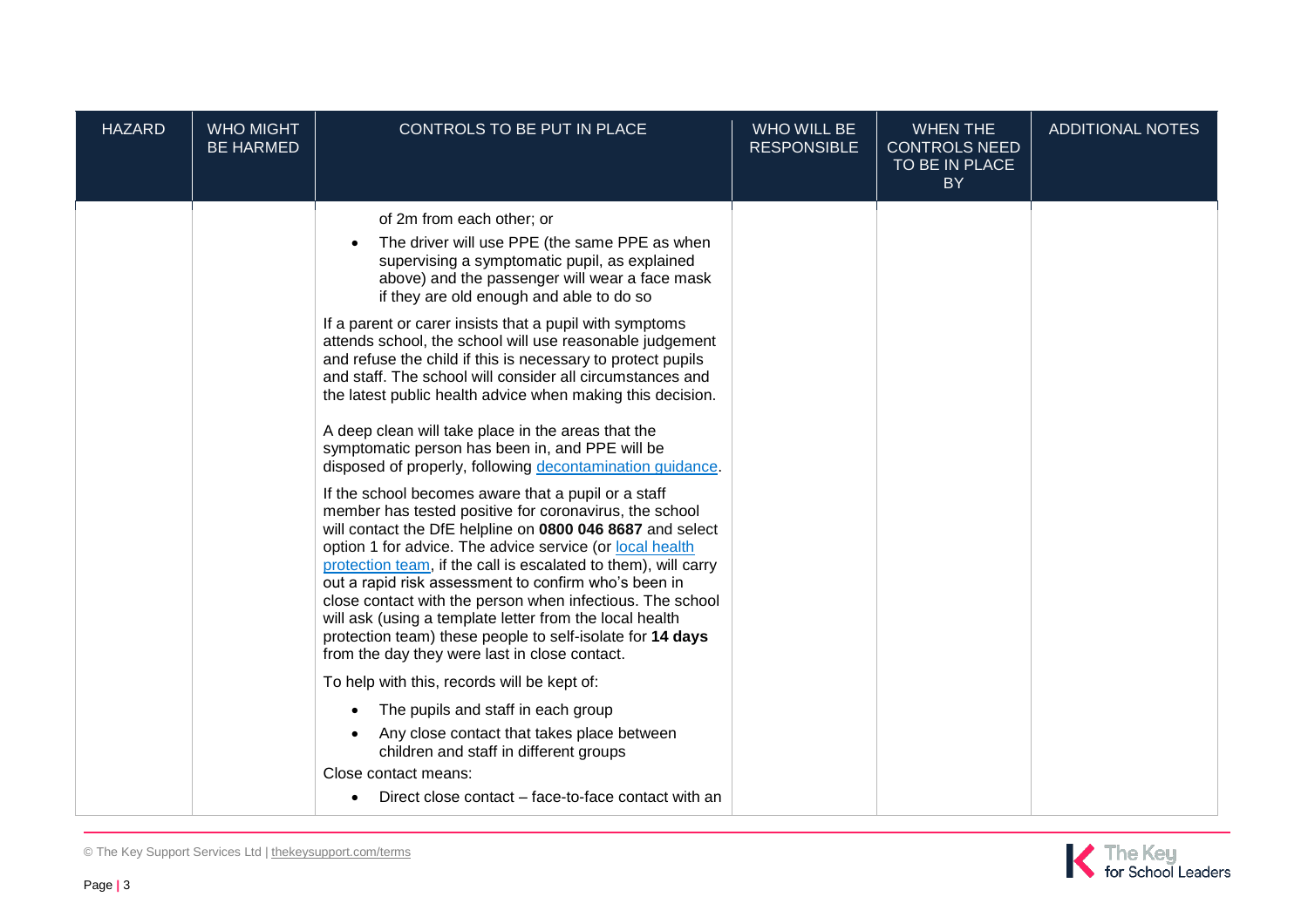| HAZARD | WHO MIGHT BE HARMED | CONTROLS TO BE PUT IN PLACE | WHO WILL BE RESPONSIBLE | WHEN THE CONTROLS NEED TO BE IN PLACE BY | ADDITIONAL NOTES |
|---|---|---|---|---|---|
| | | of 2m from each other; or<br>• The driver will use PPE (the same PPE as when supervising a symptomatic pupil, as explained above) and the passenger will wear a face mask if they are old enough and able to do so<br><br>If a parent or carer insists that a pupil with symptoms attends school, the school will use reasonable judgement and refuse the child if this is necessary to protect pupils and staff. The school will consider all circumstances and the latest public health advice when making this decision.<br><br>A deep clean will take place in the areas that the symptomatic person has been in, and PPE will be disposed of properly, following [decontamination guidance](#).<br><br>If the school becomes aware that a pupil or a staff member has tested positive for coronavirus, the school will contact the DfE helpline on **0800 046 8687** and select option 1 for advice. The advice service (or [local health protection team](#), if the call is escalated to them), will carry out a rapid risk assessment to confirm who's been in close contact with the person when infectious. The school will ask (using a template letter from the local health protection team) these people to self-isolate for **14 days** from the day they were last in close contact.<br><br>To help with this, records will be kept of:<br>• The pupils and staff in each group<br>• Any close contact that takes place between children and staff in different groups<br><br>Close contact means:<br>• Direct close contact – face-to-face contact with an | | | |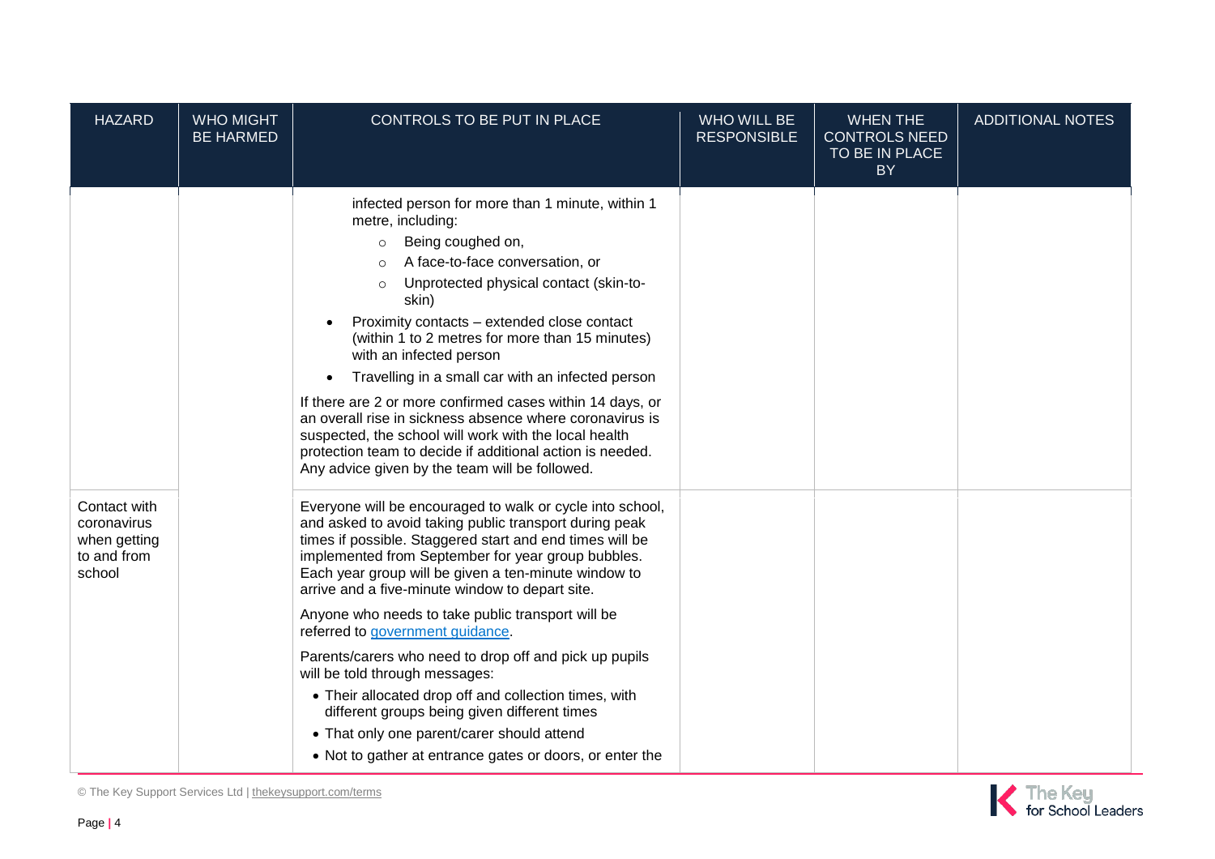| HAZARD | WHO MIGHT BE HARMED | CONTROLS TO BE PUT IN PLACE | WHO WILL BE RESPONSIBLE | WHEN THE CONTROLS NEED TO BE IN PLACE BY | ADDITIONAL NOTES |
|---|---|---|---|---|---|
| | | infected person for more than 1 minute, within 1 metre, including:<br>◦ Being coughed on,<br>◦ A face-to-face conversation, or<br>◦ Unprotected physical contact (skin-to-skin)<br>• Proximity contacts – extended close contact (within 1 to 2 metres for more than 15 minutes) with an infected person<br>• Travelling in a small car with an infected person<br><br>If there are 2 or more confirmed cases within 14 days, or an overall rise in sickness absence where coronavirus is suspected, the school will work with the local health protection team to decide if additional action is needed. Any advice given by the team will be followed. | | | |
| Contact with coronavirus when getting to and from school | | Everyone will be encouraged to walk or cycle into school, and asked to avoid taking public transport during peak times if possible. Staggered start and end times will be implemented from September for year group bubbles. Each year group will be given a ten-minute window to arrive and a five-minute window to depart site.<br><br>Anyone who needs to take public transport will be referred to [government guidance](government guidance).<br><br>Parents/carers who need to drop off and pick up pupils will be told through messages:<br>• Their allocated drop off and collection times, with different groups being given different times<br>• That only one parent/carer should attend<br>• Not to gather at entrance gates or doors, or enter the | | | |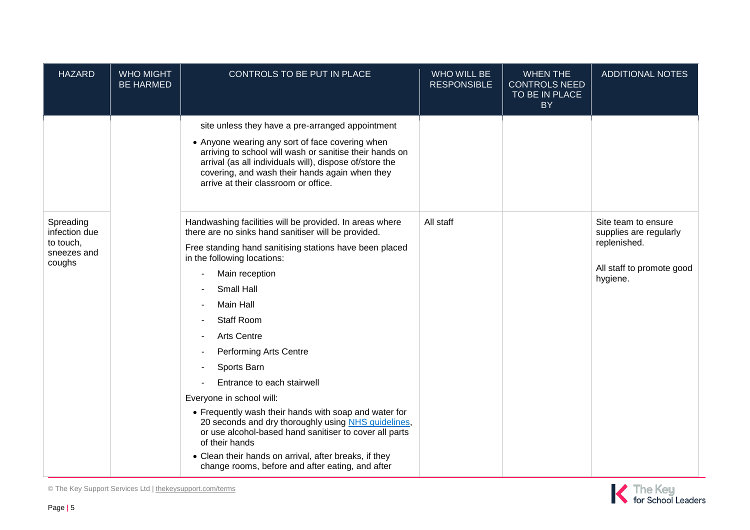| HAZARD | WHO MIGHT BE HARMED | CONTROLS TO BE PUT IN PLACE | WHO WILL BE RESPONSIBLE | WHEN THE CONTROLS NEED TO BE IN PLACE BY | ADDITIONAL NOTES |
|---|---|---|---|---|---|
| | | site unless they have a pre-arranged appointment<br>• Anyone wearing any sort of face covering when arriving to school will wash or sanitise their hands on arrival (as all individuals will), dispose of/store the covering, and wash their hands again when they arrive at their classroom or office. | | | |
| Spreading infection due to touch, sneezes and coughs | | Handwashing facilities will be provided. In areas where there are no sinks hand sanitiser will be provided.<br>Free standing hand sanitising stations have been placed in the following locations:<br>- Main reception<br>- Small Hall<br>- Main Hall<br>- Staff Room<br>- Arts Centre<br>- Performing Arts Centre<br>- Sports Barn<br>- Entrance to each stairwell<br>Everyone in school will:<br>• Frequently wash their hands with soap and water for 20 seconds and dry thoroughly using [NHS guidelines](), or use alcohol-based hand sanitiser to cover all parts of their hands<br>• Clean their hands on arrival, after breaks, if they change rooms, before and after eating, and after | All staff | | Site team to ensure supplies are regularly replenished.<br><br>All staff to promote good hygiene. |

© The Key Support Services Ltd | thekeysupport.com/terms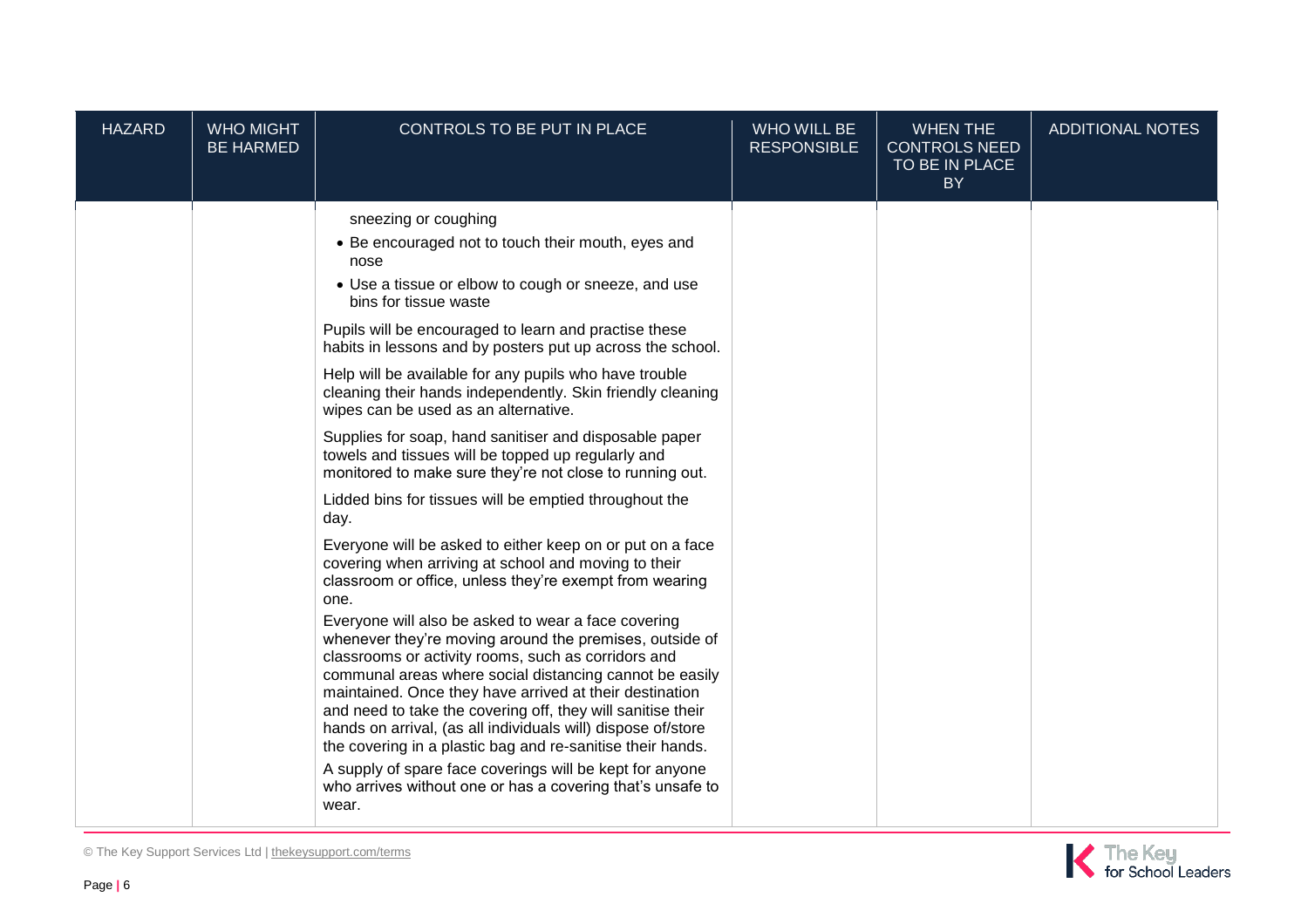| HAZARD | WHO MIGHT BE HARMED | CONTROLS TO BE PUT IN PLACE | WHO WILL BE RESPONSIBLE | WHEN THE CONTROLS NEED TO BE IN PLACE BY | ADDITIONAL NOTES |
|---|---|---|---|---|---|
| | | sneezing or coughing<br>• Be encouraged not to touch their mouth, eyes and nose<br>• Use a tissue or elbow to cough or sneeze, and use bins for tissue waste<br><br>Pupils will be encouraged to learn and practise these habits in lessons and by posters put up across the school.<br><br>Help will be available for any pupils who have trouble cleaning their hands independently. Skin friendly cleaning wipes can be used as an alternative.<br><br>Supplies for soap, hand sanitiser and disposable paper towels and tissues will be topped up regularly and monitored to make sure they're not close to running out.<br><br>Lidded bins for tissues will be emptied throughout the day.<br><br>Everyone will be asked to either keep on or put on a face covering when arriving at school and moving to their classroom or office, unless they're exempt from wearing one.<br><br>Everyone will also be asked to wear a face covering whenever they're moving around the premises, outside of classrooms or activity rooms, such as corridors and communal areas where social distancing cannot be easily maintained. Once they have arrived at their destination and need to take the covering off, they will sanitise their hands on arrival, (as all individuals will) dispose of/store the covering in a plastic bag and re-sanitise their hands.<br><br>A supply of spare face coverings will be kept for anyone who arrives without one or has a covering that's unsafe to wear. | | | |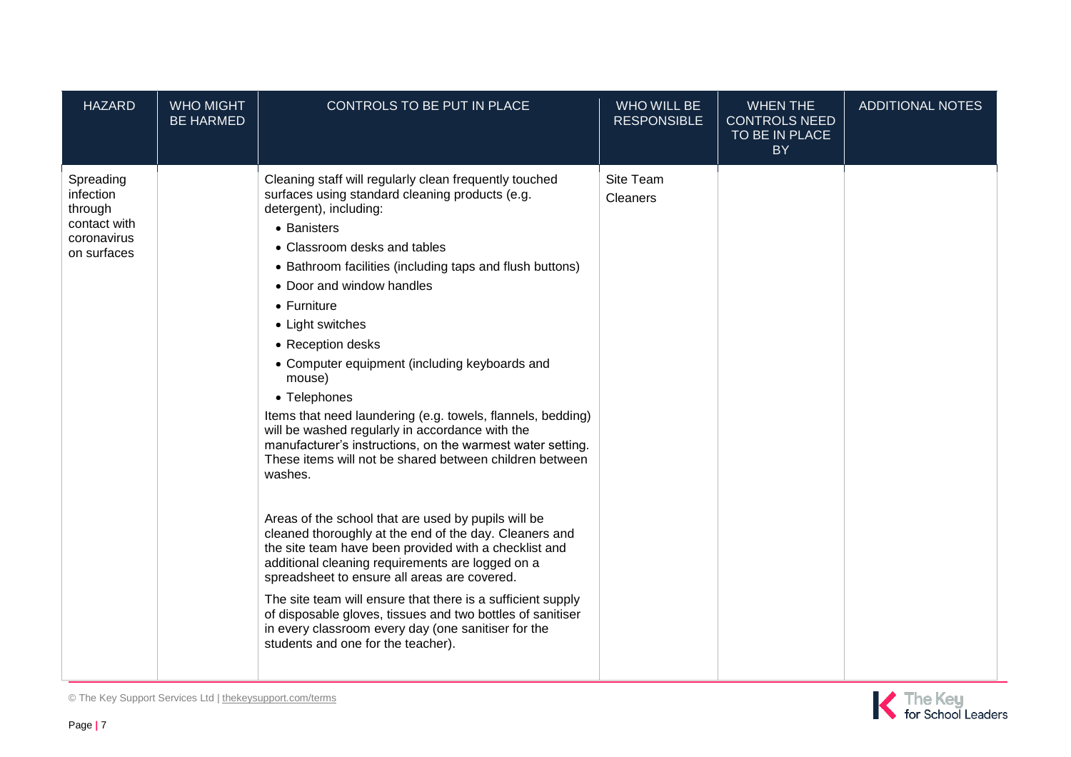| HAZARD | WHO MIGHT BE HARMED | CONTROLS TO BE PUT IN PLACE | WHO WILL BE RESPONSIBLE | WHEN THE CONTROLS NEED TO BE IN PLACE BY | ADDITIONAL NOTES |
|---|---|---|---|---|---|
| Spreading infection through contact with coronavirus on surfaces | | Cleaning staff will regularly clean frequently touched surfaces using standard cleaning products (e.g. detergent), including:<br>• Banisters<br>• Classroom desks and tables<br>• Bathroom facilities (including taps and flush buttons)<br>• Door and window handles<br>• Furniture<br>• Light switches<br>• Reception desks<br>• Computer equipment (including keyboards and mouse)<br>• Telephones<br>Items that need laundering (e.g. towels, flannels, bedding) will be washed regularly in accordance with the manufacturer's instructions, on the warmest water setting. These items will not be shared between children between washes.<br><br>Areas of the school that are used by pupils will be cleaned thoroughly at the end of the day. Cleaners and the site team have been provided with a checklist and additional cleaning requirements are logged on a spreadsheet to ensure all areas are covered.<br><br>The site team will ensure that there is a sufficient supply of disposable gloves, tissues and two bottles of sanitiser in every classroom every day (one sanitiser for the students and one for the teacher). | Site Team<br>Cleaners | | |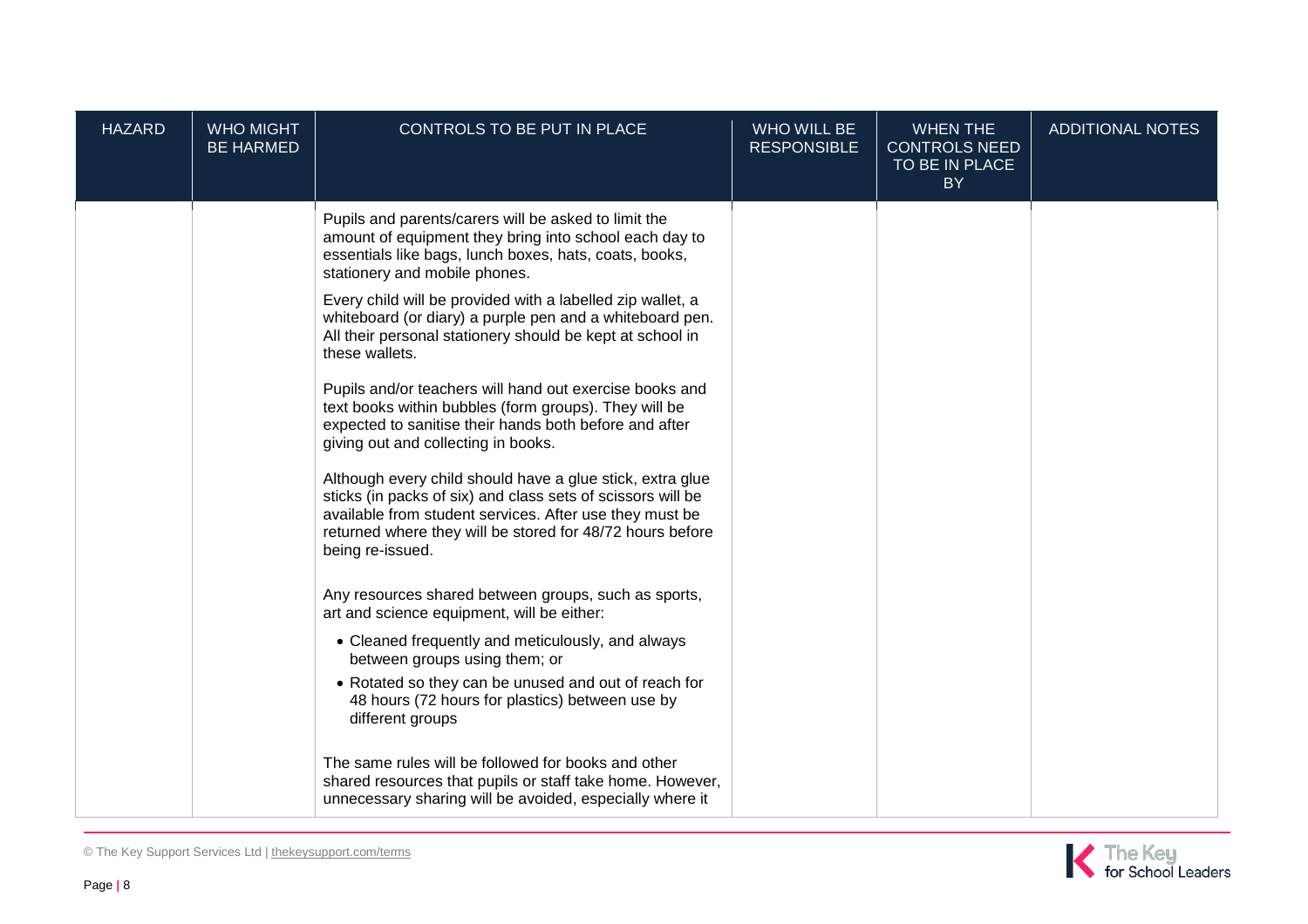| HAZARD | WHO MIGHT BE HARMED | CONTROLS TO BE PUT IN PLACE | WHO WILL BE RESPONSIBLE | WHEN THE CONTROLS NEED TO BE IN PLACE BY | ADDITIONAL NOTES |
|---|---|---|---|---|---|
| | | Pupils and parents/carers will be asked to limit the amount of equipment they bring into school each day to essentials like bags, lunch boxes, hats, coats, books, stationery and mobile phones.<br><br>Every child will be provided with a labelled zip wallet, a whiteboard (or diary) a purple pen and a whiteboard pen. All their personal stationery should be kept at school in these wallets.<br><br>Pupils and/or teachers will hand out exercise books and text books within bubbles (form groups). They will be expected to sanitise their hands both before and after giving out and collecting in books.<br><br>Although every child should have a glue stick, extra glue sticks (in packs of six) and class sets of scissors will be available from student services. After use they must be returned where they will be stored for 48/72 hours before being re-issued.<br><br>Any resources shared between groups, such as sports, art and science equipment, will be either:<br>• Cleaned frequently and meticulously, and always between groups using them; or<br>• Rotated so they can be unused and out of reach for 48 hours (72 hours for plastics) between use by different groups<br><br>The same rules will be followed for books and other shared resources that pupils or staff take home. However, unnecessary sharing will be avoided, especially where it | | | |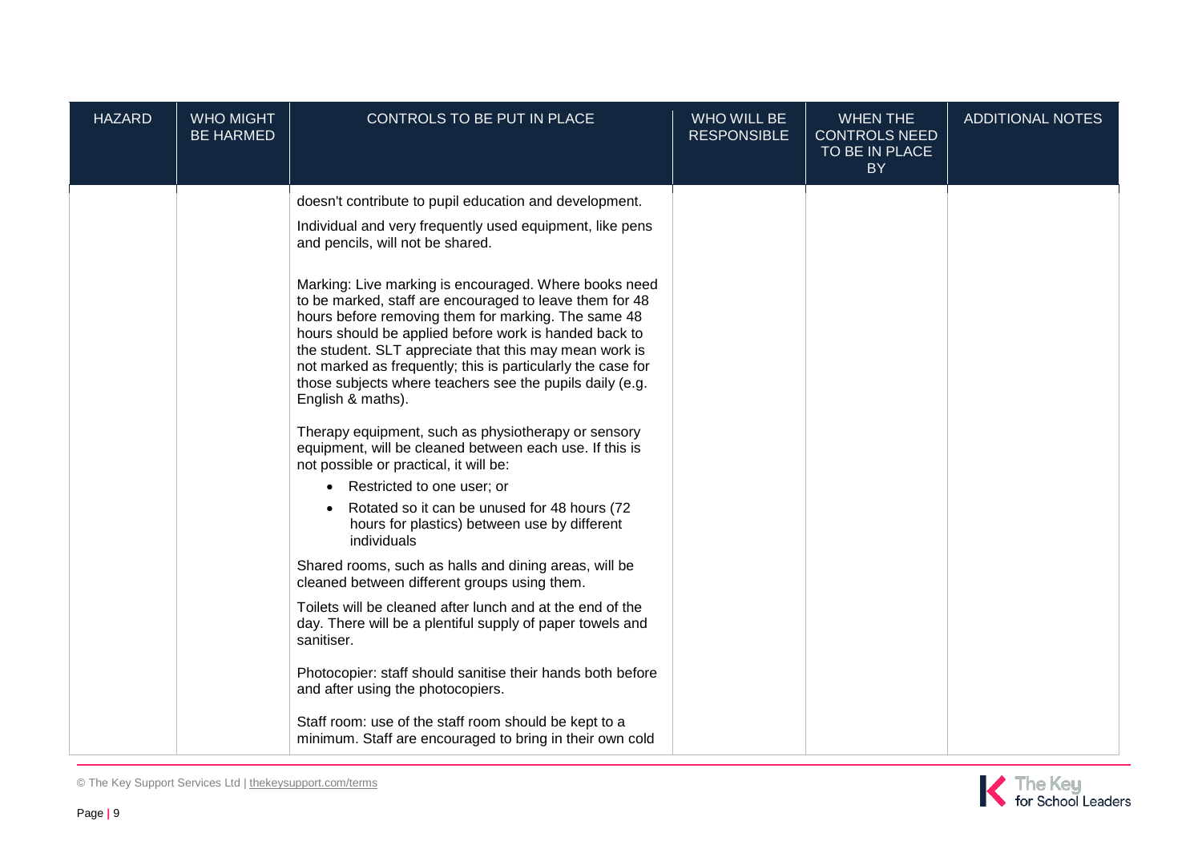| HAZARD | WHO MIGHT BE HARMED | CONTROLS TO BE PUT IN PLACE | WHO WILL BE RESPONSIBLE | WHEN THE CONTROLS NEED TO BE IN PLACE BY | ADDITIONAL NOTES |
|---|---|---|---|---|---|
| | | doesn't contribute to pupil education and development.<br><br>Individual and very frequently used equipment, like pens and pencils, will not be shared.<br><br>Marking: Live marking is encouraged. Where books need to be marked, staff are encouraged to leave them for 48 hours before removing them for marking. The same 48 hours should be applied before work is handed back to the student. SLT appreciate that this may mean work is not marked as frequently; this is particularly the case for those subjects where teachers see the pupils daily (e.g. English & maths).<br><br>Therapy equipment, such as physiotherapy or sensory equipment, will be cleaned between each use. If this is not possible or practical, it will be:<br>• Restricted to one user; or<br>• Rotated so it can be unused for 48 hours (72 hours for plastics) between use by different individuals<br><br>Shared rooms, such as halls and dining areas, will be cleaned between different groups using them.<br><br>Toilets will be cleaned after lunch and at the end of the day. There will be a plentiful supply of paper towels and sanitiser.<br><br>Photocopier: staff should sanitise their hands both before and after using the photocopiers.<br><br>Staff room: use of the staff room should be kept to a minimum. Staff are encouraged to bring in their own cold | | | |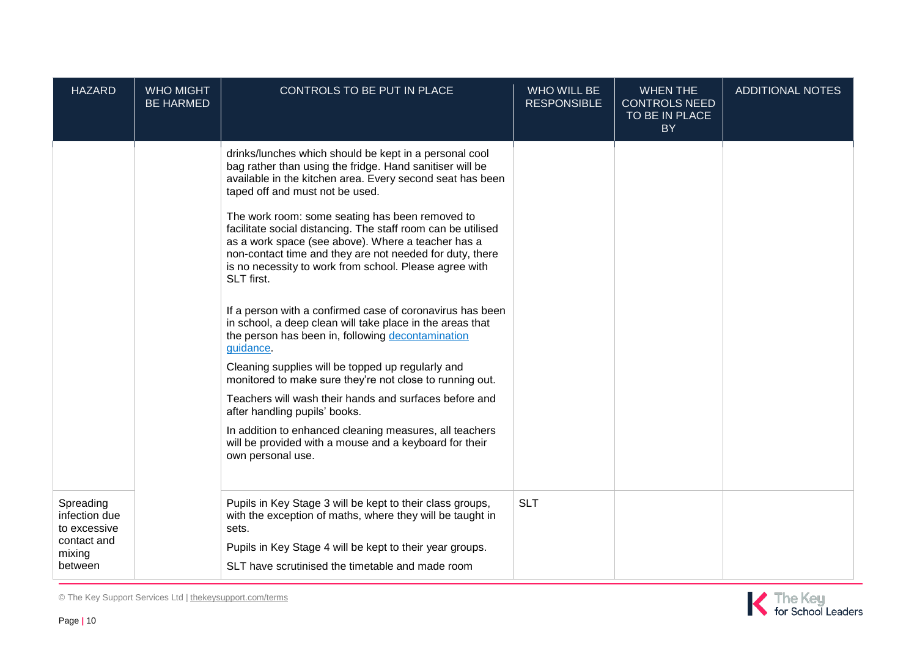| HAZARD | WHO MIGHT BE HARMED | CONTROLS TO BE PUT IN PLACE | WHO WILL BE RESPONSIBLE | WHEN THE CONTROLS NEED TO BE IN PLACE BY | ADDITIONAL NOTES |
|---|---|---|---|---|---|
| | | drinks/lunches which should be kept in a personal cool bag rather than using the fridge. Hand sanitiser will be available in the kitchen area. Every second seat has been taped off and must not be used.<br><br>The work room: some seating has been removed to facilitate social distancing. The staff room can be utilised as a work space (see above). Where a teacher has a non-contact time and they are not needed for duty, there is no necessity to work from school. Please agree with SLT first.<br><br>If a person with a confirmed case of coronavirus has been in school, a deep clean will take place in the areas that the person has been in, following [decontamination guidance](decontamination guidance).<br><br>Cleaning supplies will be topped up regularly and monitored to make sure they're not close to running out.<br><br>Teachers will wash their hands and surfaces before and after handling pupils' books.<br><br>In addition to enhanced cleaning measures, all teachers will be provided with a mouse and a keyboard for their own personal use. | | | |
| Spreading infection due to excessive contact and mixing between | | Pupils in Key Stage 3 will be kept to their class groups, with the exception of maths, where they will be taught in sets.<br><br>Pupils in Key Stage 4 will be kept to their year groups.<br><br>SLT have scrutinised the timetable and made room | SLT | | |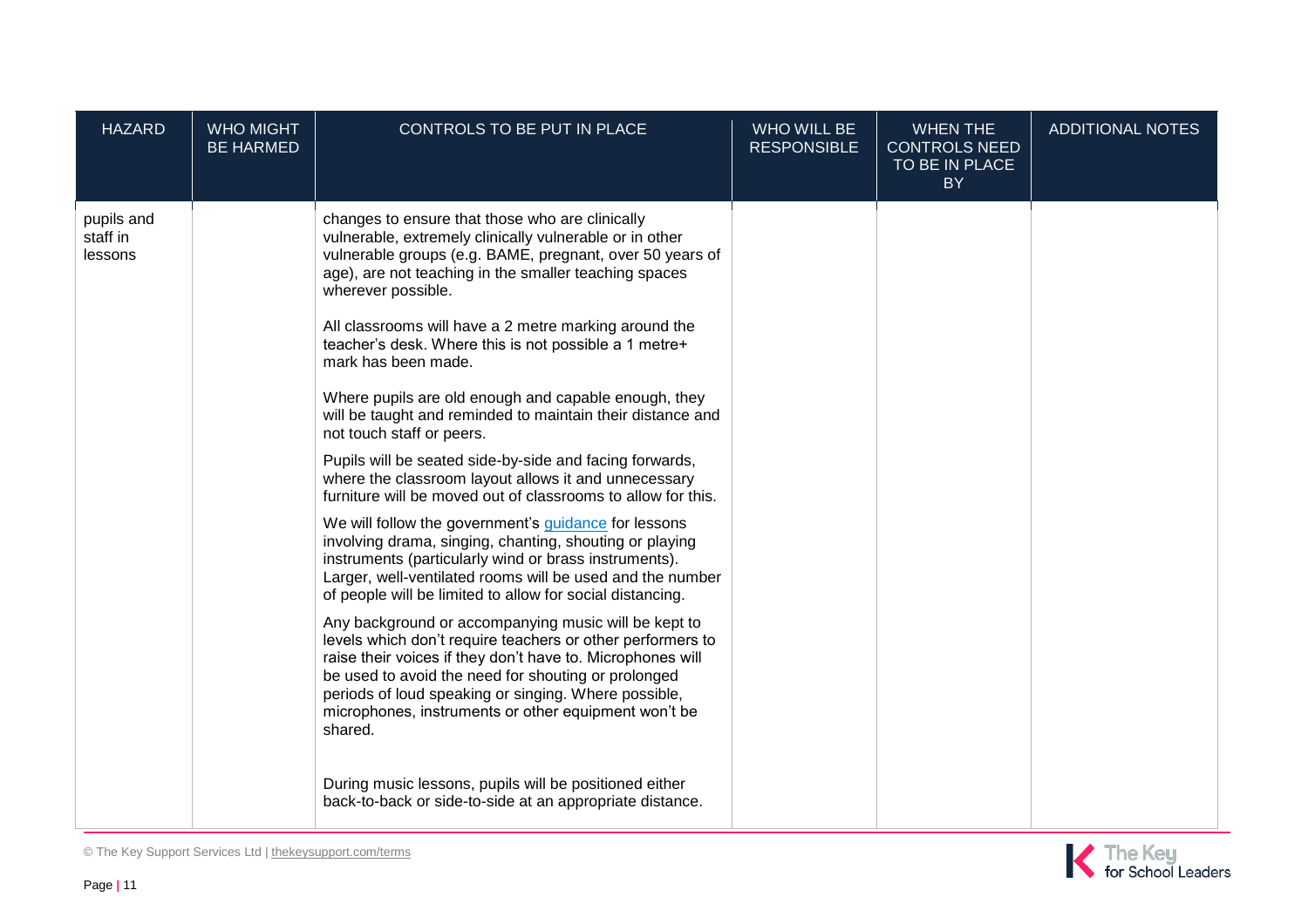| HAZARD | WHO MIGHT BE HARMED | CONTROLS TO BE PUT IN PLACE | WHO WILL BE RESPONSIBLE | WHEN THE CONTROLS NEED TO BE IN PLACE BY | ADDITIONAL NOTES |
|---|---|---|---|---|---|
| pupils and staff in lessons | | changes to ensure that those who are clinically vulnerable, extremely clinically vulnerable or in other vulnerable groups (e.g. BAME, pregnant, over 50 years of age), are not teaching in the smaller teaching spaces wherever possible.<br><br>All classrooms will have a 2 metre marking around the teacher's desk. Where this is not possible a 1 metre+ mark has been made.<br><br>Where pupils are old enough and capable enough, they will be taught and reminded to maintain their distance and not touch staff or peers.<br><br>Pupils will be seated side-by-side and facing forwards, where the classroom layout allows it and unnecessary furniture will be moved out of classrooms to allow for this.<br><br>We will follow the government's [guidance]() for lessons involving drama, singing, chanting, shouting or playing instruments (particularly wind or brass instruments). Larger, well-ventilated rooms will be used and the number of people will be limited to allow for social distancing.<br><br>Any background or accompanying music will be kept to levels which don't require teachers or other performers to raise their voices if they don't have to. Microphones will be used to avoid the need for shouting or prolonged periods of loud speaking or singing. Where possible, microphones, instruments or other equipment won't be shared.<br><br>During music lessons, pupils will be positioned either back-to-back or side-to-side at an appropriate distance. | | | |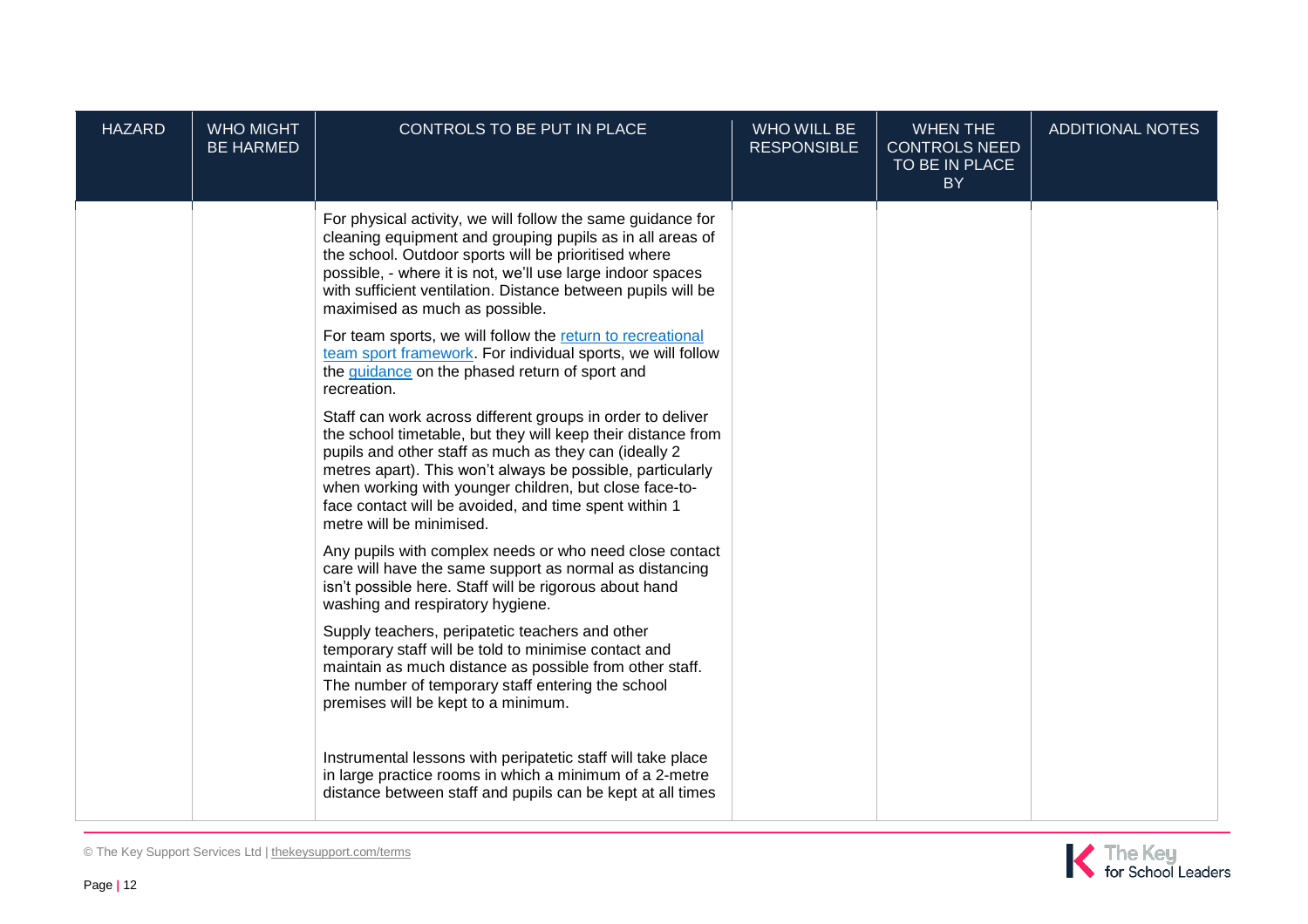| HAZARD | WHO MIGHT BE HARMED | CONTROLS TO BE PUT IN PLACE | WHO WILL BE RESPONSIBLE | WHEN THE CONTROLS NEED TO BE IN PLACE BY | ADDITIONAL NOTES |
|---|---|---|---|---|---|
| | | For physical activity, we will follow the same guidance for cleaning equipment and grouping pupils as in all areas of the school. Outdoor sports will be prioritised where possible, - where it is not, we'll use large indoor spaces with sufficient ventilation. Distance between pupils will be maximised as much as possible.<br><br>For team sports, we will follow the [return to recreational team sport framework](). For individual sports, we will follow the [guidance]() on the phased return of sport and recreation.<br><br>Staff can work across different groups in order to deliver the school timetable, but they will keep their distance from pupils and other staff as much as they can (ideally 2 metres apart). This won't always be possible, particularly when working with younger children, but close face-to-face contact will be avoided, and time spent within 1 metre will be minimised.<br><br>Any pupils with complex needs or who need close contact care will have the same support as normal as distancing isn't possible here. Staff will be rigorous about hand washing and respiratory hygiene.<br><br>Supply teachers, peripatetic teachers and other temporary staff will be told to minimise contact and maintain as much distance as possible from other staff. The number of temporary staff entering the school premises will be kept to a minimum.<br><br>Instrumental lessons with peripatetic staff will take place in large practice rooms in which a minimum of a 2-metre distance between staff and pupils can be kept at all times | | | |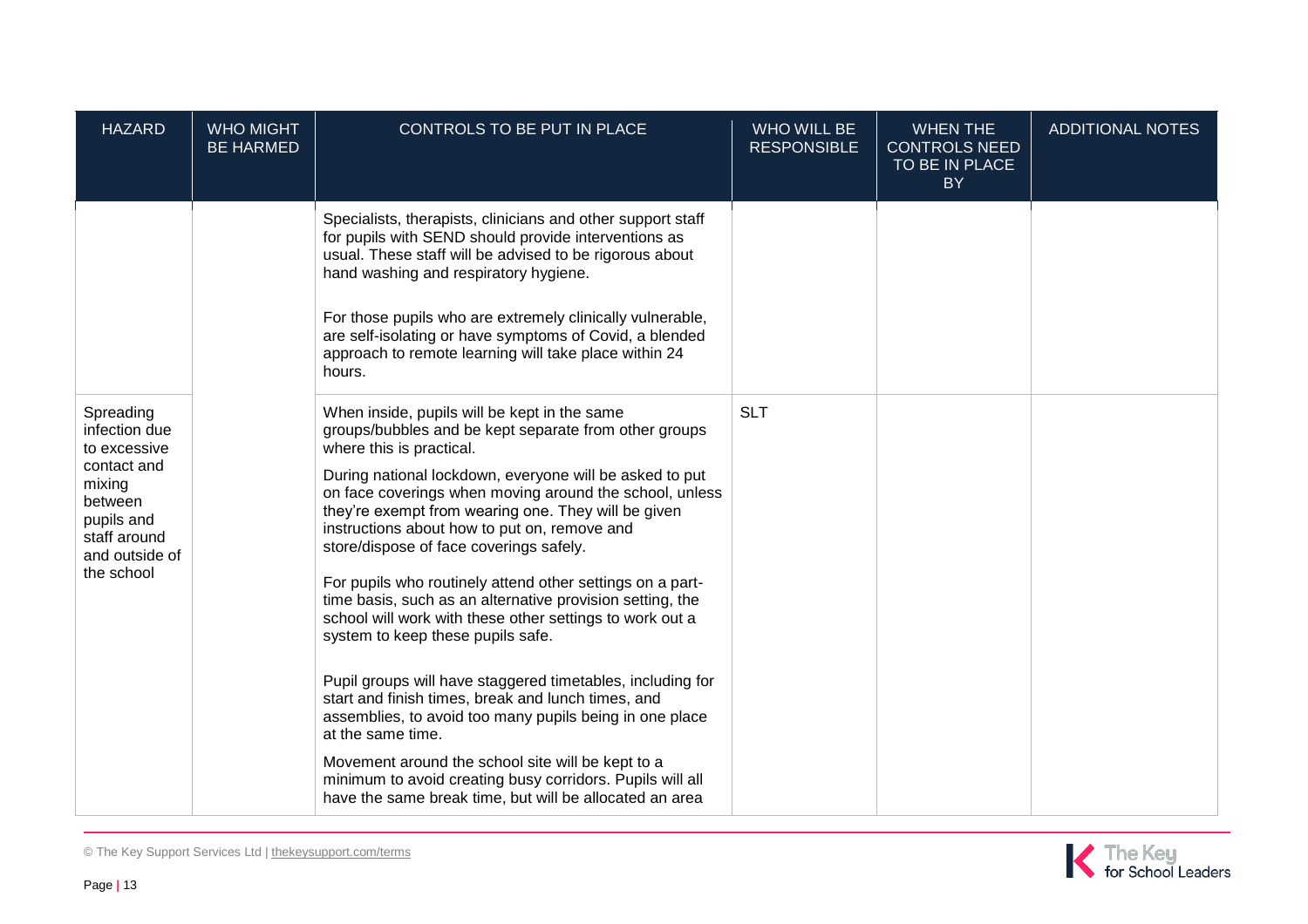| HAZARD | WHO MIGHT BE HARMED | CONTROLS TO BE PUT IN PLACE | WHO WILL BE RESPONSIBLE | WHEN THE CONTROLS NEED TO BE IN PLACE BY | ADDITIONAL NOTES |
|---|---|---|---|---|---|
| | | Specialists, therapists, clinicians and other support staff for pupils with SEND should provide interventions as usual. These staff will be advised to be rigorous about hand washing and respiratory hygiene.<br><br>For those pupils who are extremely clinically vulnerable, are self-isolating or have symptoms of Covid, a blended approach to remote learning will take place within 24 hours. | | | |
| Spreading infection due to excessive contact and mixing between pupils and staff around and outside of the school | | When inside, pupils will be kept in the same groups/bubbles and be kept separate from other groups where this is practical.<br><br>During national lockdown, everyone will be asked to put on face coverings when moving around the school, unless they're exempt from wearing one. They will be given instructions about how to put on, remove and store/dispose of face coverings safely.<br><br>For pupils who routinely attend other settings on a part-time basis, such as an alternative provision setting, the school will work with these other settings to work out a system to keep these pupils safe.<br><br>Pupil groups will have staggered timetables, including for start and finish times, break and lunch times, and assemblies, to avoid too many pupils being in one place at the same time.<br><br>Movement around the school site will be kept to a minimum to avoid creating busy corridors. Pupils will all have the same break time, but will be allocated an area | SLT | | |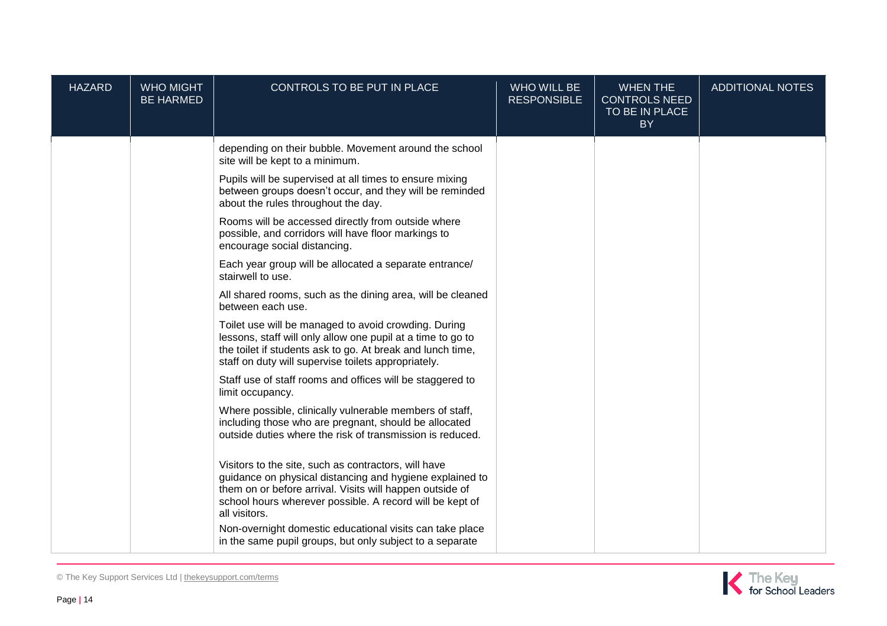| HAZARD | WHO MIGHT BE HARMED | CONTROLS TO BE PUT IN PLACE | WHO WILL BE RESPONSIBLE | WHEN THE CONTROLS NEED TO BE IN PLACE BY | ADDITIONAL NOTES |
|---|---|---|---|---|---|
| | | depending on their bubble. Movement around the school site will be kept to a minimum.<br><br>Pupils will be supervised at all times to ensure mixing between groups doesn't occur, and they will be reminded about the rules throughout the day.<br><br>Rooms will be accessed directly from outside where possible, and corridors will have floor markings to encourage social distancing.<br><br>Each year group will be allocated a separate entrance/ stairwell to use.<br><br>All shared rooms, such as the dining area, will be cleaned between each use.<br><br>Toilet use will be managed to avoid crowding. During lessons, staff will only allow one pupil at a time to go to the toilet if students ask to go. At break and lunch time, staff on duty will supervise toilets appropriately.<br><br>Staff use of staff rooms and offices will be staggered to limit occupancy.<br><br>Where possible, clinically vulnerable members of staff, including those who are pregnant, should be allocated outside duties where the risk of transmission is reduced.<br><br>Visitors to the site, such as contractors, will have guidance on physical distancing and hygiene explained to them on or before arrival. Visits will happen outside of school hours wherever possible. A record will be kept of all visitors.<br><br>Non-overnight domestic educational visits can take place in the same pupil groups, but only subject to a separate | | | |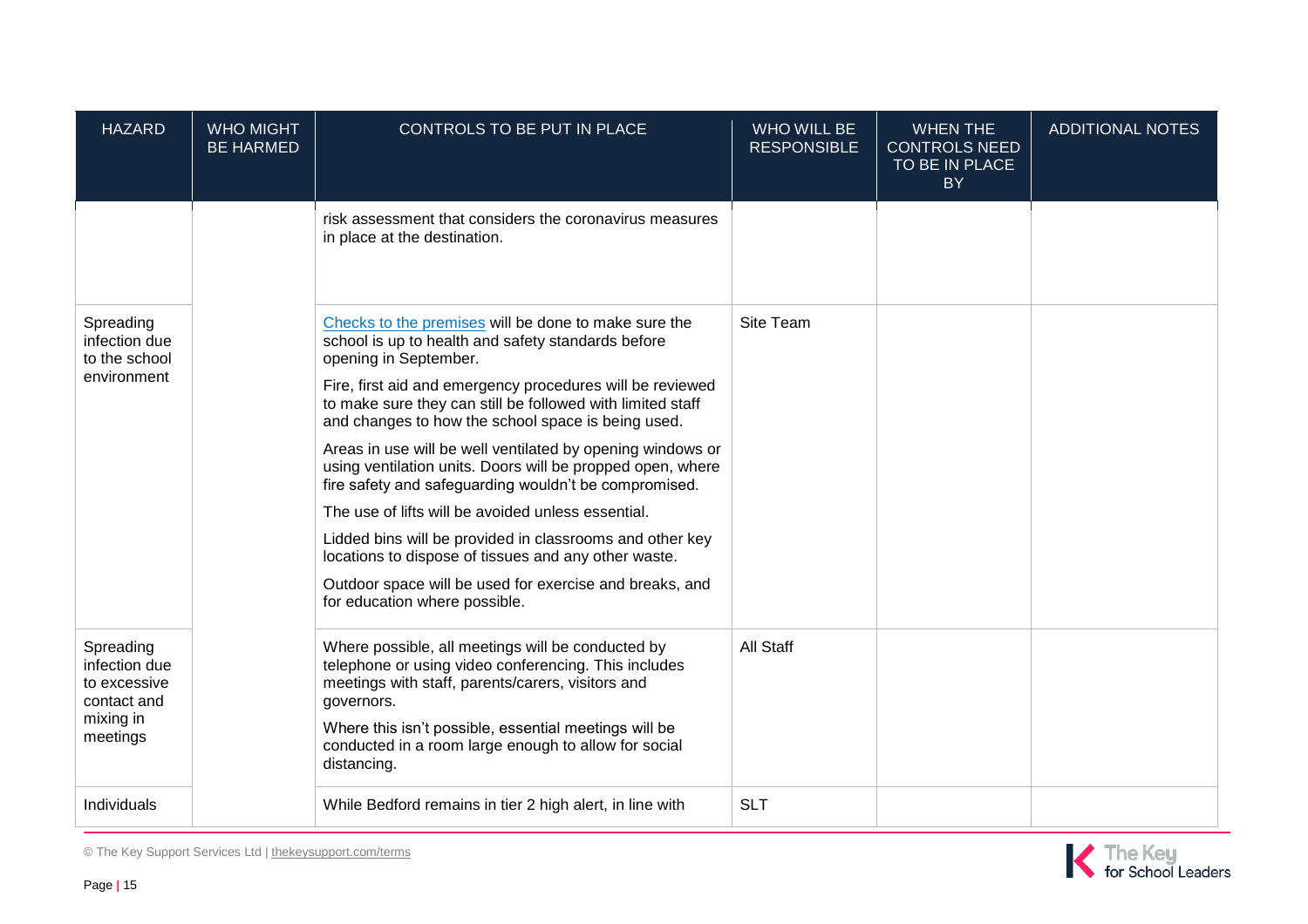| HAZARD | WHO MIGHT BE HARMED | CONTROLS TO BE PUT IN PLACE | WHO WILL BE RESPONSIBLE | WHEN THE CONTROLS NEED TO BE IN PLACE BY | ADDITIONAL NOTES |
|---|---|---|---|---|---|
| | | risk assessment that considers the coronavirus measures in place at the destination. | | | |
| Spreading infection due to the school environment | | [Checks to the premises](#) will be done to make sure the school is up to health and safety standards before opening in September.<br><br>Fire, first aid and emergency procedures will be reviewed to make sure they can still be followed with limited staff and changes to how the school space is being used.<br><br>Areas in use will be well ventilated by opening windows or using ventilation units. Doors will be propped open, where fire safety and safeguarding wouldn't be compromised.<br><br>The use of lifts will be avoided unless essential.<br><br>Lidded bins will be provided in classrooms and other key locations to dispose of tissues and any other waste.<br><br>Outdoor space will be used for exercise and breaks, and for education where possible. | Site Team | | |
| Spreading infection due to excessive contact and mixing in meetings | | Where possible, all meetings will be conducted by telephone or using video conferencing. This includes meetings with staff, parents/carers, visitors and governors.<br><br>Where this isn't possible, essential meetings will be conducted in a room large enough to allow for social distancing. | All Staff | | |
| Individuals | | While Bedford remains in tier 2 high alert, in line with | SLT | | |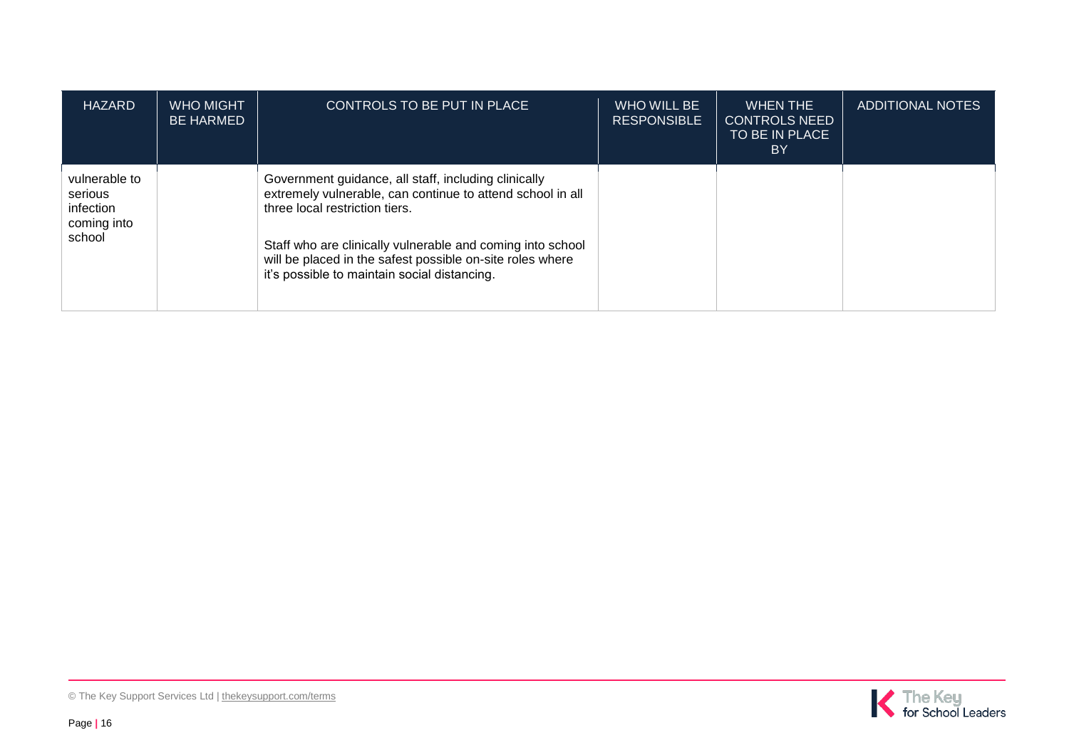| HAZARD | WHO MIGHT BE HARMED | CONTROLS TO BE PUT IN PLACE | WHO WILL BE RESPONSIBLE | WHEN THE CONTROLS NEED TO BE IN PLACE BY | ADDITIONAL NOTES |
|---|---|---|---|---|---|
| vulnerable to serious infection coming into school | | Government guidance, all staff, including clinically extremely vulnerable, can continue to attend school in all three local restriction tiers.<br><br>Staff who are clinically vulnerable and coming into school will be placed in the safest possible on-site roles where it's possible to maintain social distancing. | | | |